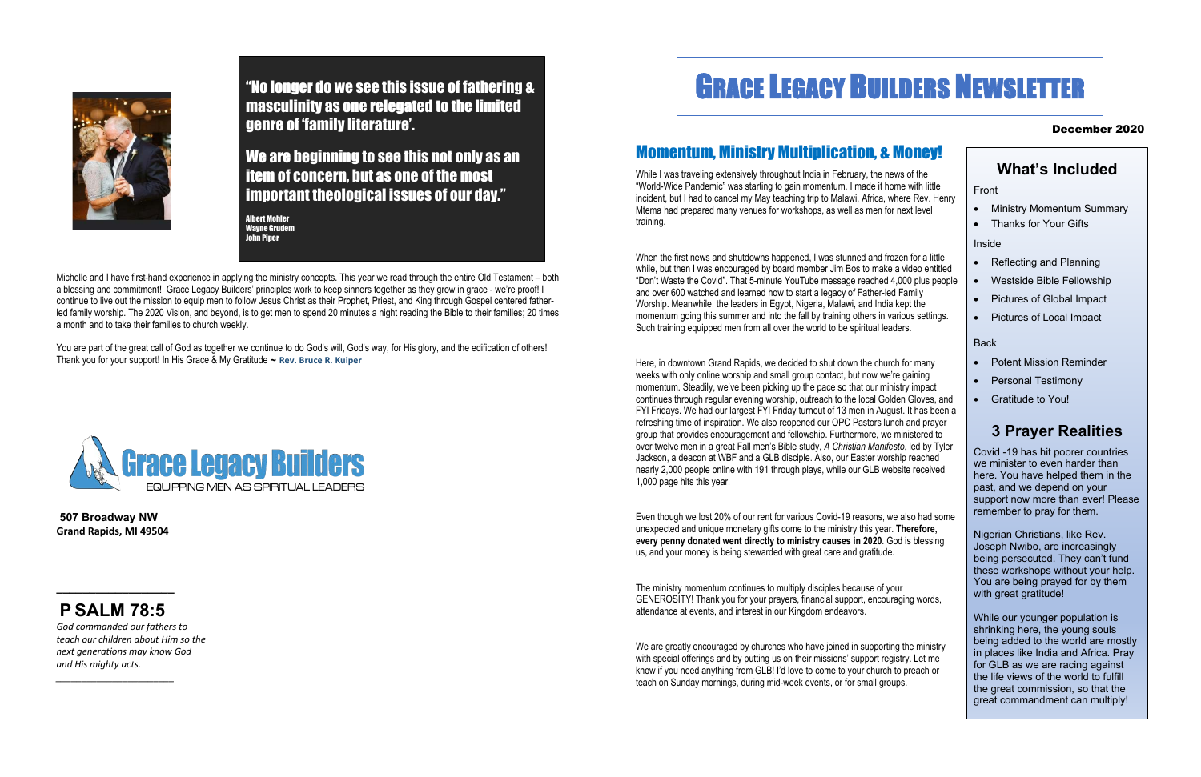"No longer do we see this issue of fathering & masculinity as one relegated to the limited genre of 'family literature'.

We are beginning to see this not only as an item of concern, but as one of the most important theological issues of our day."

Albert Mohler
Wayne Grudem
John Piper

Michelle and I have first-hand experience in applying the ministry concepts. This year we read through the entire Old Testament – both a blessing and commitment! Grace Legacy Builders' principles work to keep sinners together as they grow in grace - we're proof! I continue to live out the mission to equip men to follow Jesus Christ as their Prophet, Priest, and King through Gospel centered father-led family worship. The 2020 Vision, and beyond, is to get men to spend 20 minutes a night reading the Bible to their families; 20 times a month and to take their families to church weekly.

You are part of the great call of God as together we continue to do God's will, God's way, for His glory, and the edification of others! Thank you for your support! In His Grace & My Gratitude ~ **Rev. Bruce R. Kuiper**

**Grace Legacy Builders**
EQUIPPING MEN AS SPIRITUAL LEADERS

**507 Broadway NW**
**Grand Rapids, MI 49504**

## PSALM 78:5

*God commanded our fathers to teach our children about Him so the next generations may know God and His mighty acts.*

# GRACE LEGACY BUILDERS NEWSLETTER

**December 2020**

## Momentum, Ministry Multiplication, & Money!

While I was traveling extensively throughout India in February, the news of the "World-Wide Pandemic" was starting to gain momentum. I made it home with little incident, but I had to cancel my May teaching trip to Malawi, Africa, where Rev. Henry Mtema had prepared many venues for workshops, as well as men for next level training.

When the first news and shutdowns happened, I was stunned and frozen for a little while, but then I was encouraged by board member Jim Bos to make a video entitled "Don't Waste the Covid". That 5-minute YouTube message reached 4,000 plus people and over 600 watched and learned how to start a legacy of Father-led Family Worship. Meanwhile, the leaders in Egypt, Nigeria, Malawi, and India kept the momentum going this summer and into the fall by training others in various settings. Such training equipped men from all over the world to be spiritual leaders.

Here, in downtown Grand Rapids, we decided to shut down the church for many weeks with only online worship and small group contact, but now we're gaining momentum. Steadily, we've been picking up the pace so that our ministry impact continues through regular evening worship, outreach to the local Golden Gloves, and FYI Fridays. We had our largest FYI Friday turnout of 13 men in August. It has been a refreshing time of inspiration. We also reopened our OPC Pastors lunch and prayer group that provides encouragement and fellowship. Furthermore, we ministered to over twelve men in a great Fall men's Bible study, *A Christian Manifesto*, led by Tyler Jackson, a deacon at WBF and a GLB disciple. Also, our Easter worship reached nearly 2,000 people online with 191 through plays, while our GLB website received 1,000 page hits this year.

Even though we lost 20% of our rent for various Covid-19 reasons, we also had some unexpected and unique monetary gifts come to the ministry this year. **Therefore, every penny donated went directly to ministry causes in 2020**. God is blessing us, and your money is being stewarded with great care and gratitude.

The ministry momentum continues to multiply disciples because of your GENEROSITY! Thank you for your prayers, financial support, encouraging words, attendance at events, and interest in our Kingdom endeavors.

We are greatly encouraged by churches who have joined in supporting the ministry with special offerings and by putting us on their missions' support registry. Let me know if you need anything from GLB! I'd love to come to your church to preach or teach on Sunday mornings, during mid-week events, or for small groups.

## What's Included

Front

- Ministry Momentum Summary
- Thanks for Your Gifts

Inside

- Reflecting and Planning
- Westside Bible Fellowship
- Pictures of Global Impact
- Pictures of Local Impact

Back

- Potent Mission Reminder
- Personal Testimony
- Gratitude to You!

## 3 Prayer Realities

Covid -19 has hit poorer countries we minister to even harder than here. You have helped them in the past, and we depend on your support now more than ever! Please remember to pray for them.

Nigerian Christians, like Rev. Joseph Nwibo, are increasingly being persecuted. They can't fund these workshops without your help. You are being prayed for by them with great gratitude!

While our younger population is shrinking here, the young souls being added to the world are mostly in places like India and Africa. Pray for GLB as we are racing against the life views of the world to fulfill the great commission, so that the great commandment can multiply!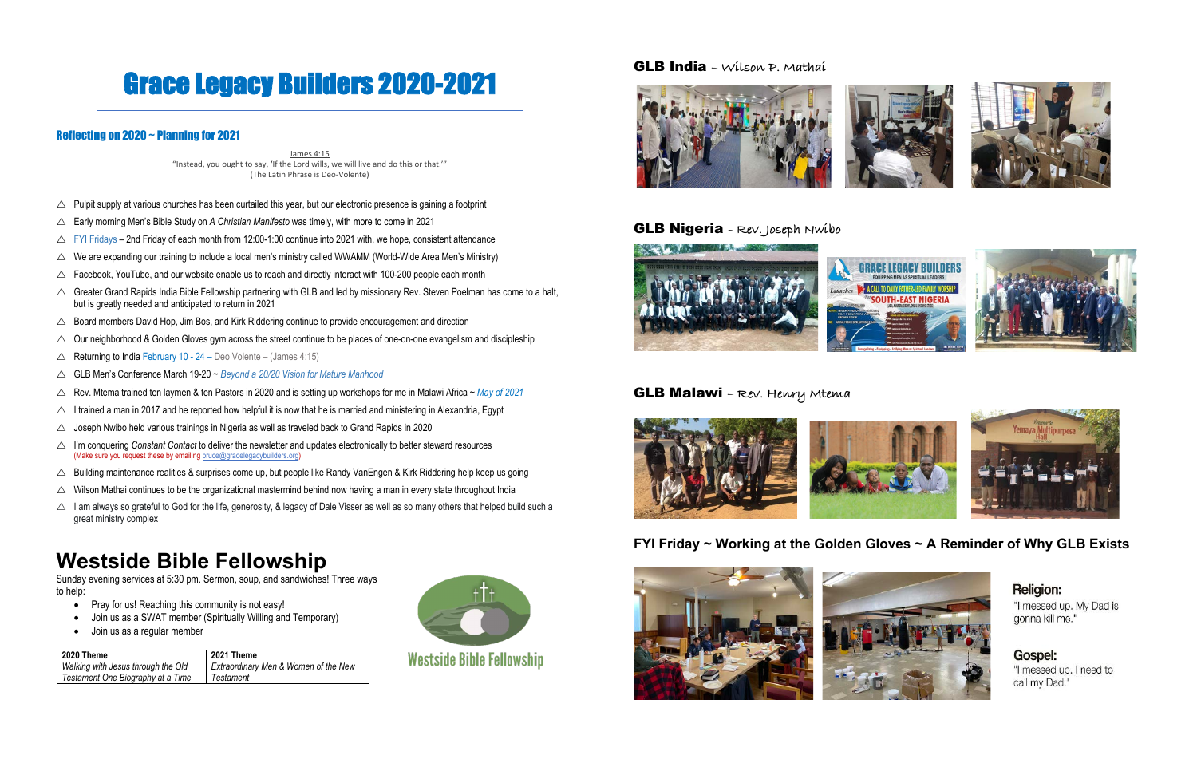# Grace Legacy Builders 2020-2021

## Reflecting on 2020 ~ Planning for 2021

James 4:15
"Instead, you ought to say, 'If the Lord wills, we will live and do this or that.'"
(The Latin Phrase is Deo-Volente)

- △ Pulpit supply at various churches has been curtailed this year, but our electronic presence is gaining a footprint
- △ Early morning Men's Bible Study on *A Christian Manifesto* was timely, with more to come in 2021
- △ FYI Fridays – 2nd Friday of each month from 12:00-1:00 continue into 2021 with, we hope, consistent attendance
- △ We are expanding our training to include a local men's ministry called WWAMM (World-Wide Area Men's Ministry)
- △ Facebook, YouTube, and our website enable us to reach and directly interact with 100-200 people each month
- △ Greater Grand Rapids India Bible Fellowship partnering with GLB and led by missionary Rev. Steven Poelman has come to a halt, but is greatly needed and anticipated to return in 2021
- △ Board members David Hop, Jim Bos, and Kirk Riddering continue to provide encouragement and direction
- △ Our neighborhood & Golden Gloves gym across the street continue to be places of one-on-one evangelism and discipleship
- △ Returning to India February 10 - 24 – Deo Volente – (James 4:15)
- △ GLB Men's Conference March 19-20 ~ *Beyond a 20/20 Vision for Mature Manhood*
- △ Rev. Mtema trained ten laymen & ten Pastors in 2020 and is setting up workshops for me in Malawi Africa ~ *May of 2021*
- △ I trained a man in 2017 and he reported how helpful it is now that he is married and ministering in Alexandria, Egypt
- △ Joseph Nwibo held various trainings in Nigeria as well as traveled back to Grand Rapids in 2020
- △ I'm conquering *Constant Contact* to deliver the newsletter and updates electronically to better steward resources (Make sure you request these by emailing bruce@gracelegacybuilders.org)
- △ Building maintenance realities & surprises come up, but people like Randy VanEngen & Kirk Riddering help keep us going
- △ Wilson Mathai continues to be the organizational mastermind behind now having a man in every state throughout India
- △ I am always so grateful to God for the life, generosity, & legacy of Dale Visser as well as so many others that helped build such a great ministry complex

# Westside Bible Fellowship

Sunday evening services at 5:30 pm. Sermon, soup, and sandwiches! Three ways to help:

- Pray for us! Reaching this community is not easy!
- Join us as a SWAT member (Spiritually Willing and Temporary)
- Join us as a regular member

| 2020 Theme | 2021 Theme |
| --- | --- |
| *Walking with Jesus through the Old Testament One Biography at a Time* | *Extraordinary Men & Women of the New Testament* |

Westside Bible Fellowship

## GLB India – Wilson P. Mathai

## GLB Nigeria - Rev. Joseph Nwibo

## GLB Malawi – Rev. Henry Mtema

## FYI Friday ~ Working at the Golden Gloves ~ A Reminder of Why GLB Exists

**Religion:**
"I messed up. My Dad is gonna kill me."

**Gospel:**
"I messed up. I need to call my Dad."